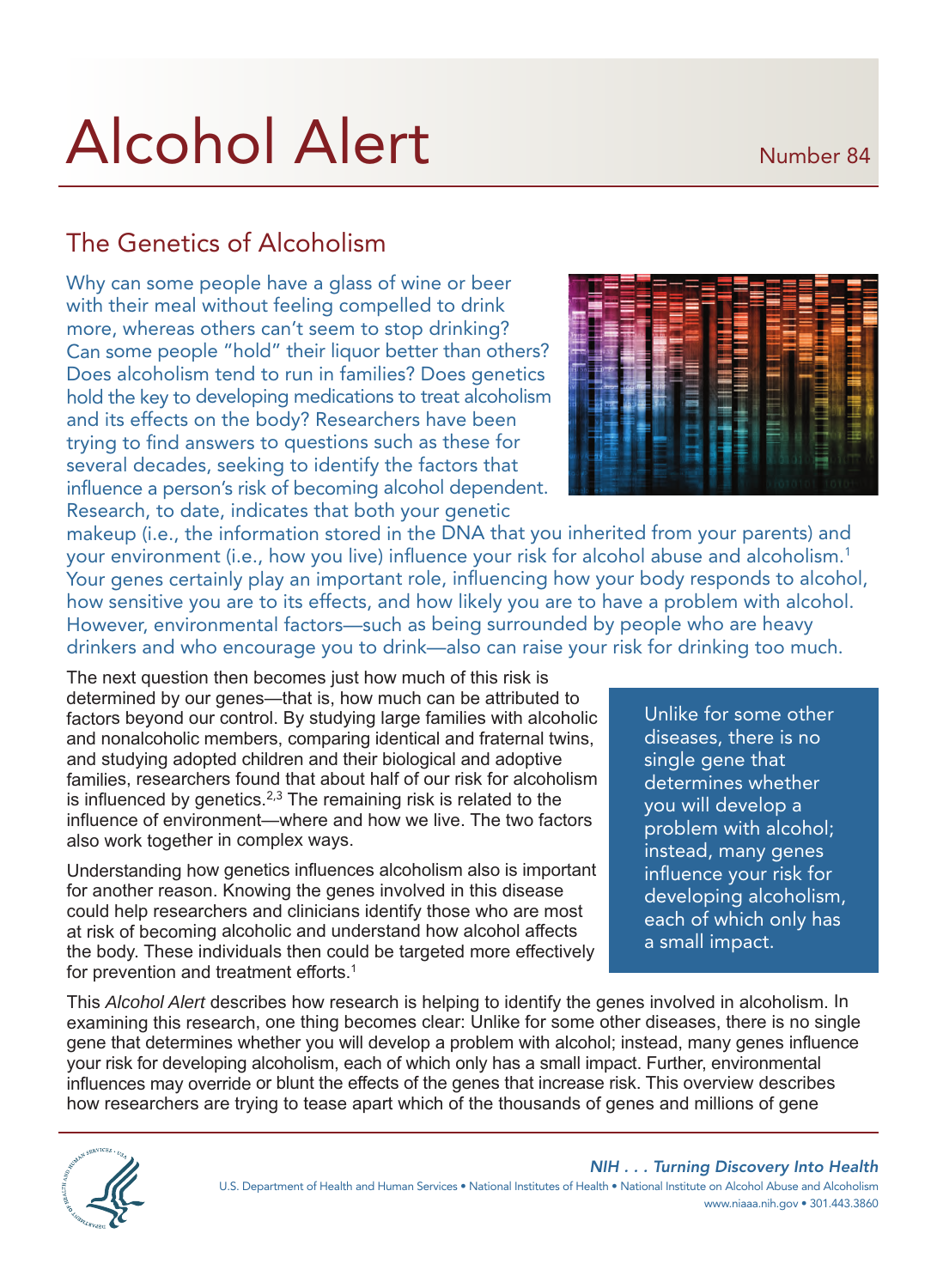# Alcohol Alert

Number 84

## The Genetics of Alcoholism

Why can some people have a glass of wine or beer with their meal without feeling compelled to drink more, whereas others can't seem to stop drinking? Can some people "hold" their liquor better than others? Does alcoholism tend to run in families? Does genetics hold the key to developing medications to treat alcoholism and its effects on the body? Researchers have been trying to find answers to questions such as these for several decades, seeking to identify the factors that influence a person's risk of becoming alcohol dependent. Research, to date, indicates that both your genetic makeup (i.e., the information stored in the DNA that you inherited from your parents) and your environment (i.e., how you live) influence your risk for alcohol abuse and alcoholism.[1] Your genes certainly play an important role, influencing how your body responds to alcohol, how sensitive you are to its effects, and how likely you are to have a problem with alcohol. However, environmental factors—such as being surrounded by people who are heavy drinkers and who encourage you to drink—also can raise your risk for drinking too much.

The next question then becomes just how much of this risk is determined by our genes—that is, how much can be attributed to factors beyond our control. By studying large families with alcoholic and nonalcoholic members, comparing identical and fraternal twins, and studying adopted children and their biological and adoptive families, researchers found that about half of our risk for alcoholism is influenced by genetics.[2,3] The remaining risk is related to the influence of environment—where and how we live. The two factors also work together in complex ways.

Understanding how genetics influences alcoholism also is important for another reason. Knowing the genes involved in this disease could help researchers and clinicians identify those who are most at risk of becoming alcoholic and understand how alcohol affects the body. These individuals then could be targeted more effectively for prevention and treatment efforts.[1]

> Unlike for some other diseases, there is no single gene that determines whether you will develop a problem with alcohol; instead, many genes influence your risk for developing alcoholism, each of which only has a small impact.

This *Alcohol Alert* describes how research is helping to identify the genes involved in alcoholism. In examining this research, one thing becomes clear: Unlike for some other diseases, there is no single gene that determines whether you will develop a problem with alcohol; instead, many genes influence your risk for developing alcoholism, each of which only has a small impact. Further, environmental influences may override or blunt the effects of the genes that increase risk. This overview describes how researchers are trying to tease apart which of the thousands of genes and millions of gene

*NIH . . . Turning Discovery Into Health*

U.S. Department of Health and Human Services • National Institutes of Health • National Institute on Alcohol Abuse and Alcoholism
www.niaaa.nih.gov • 301.443.3860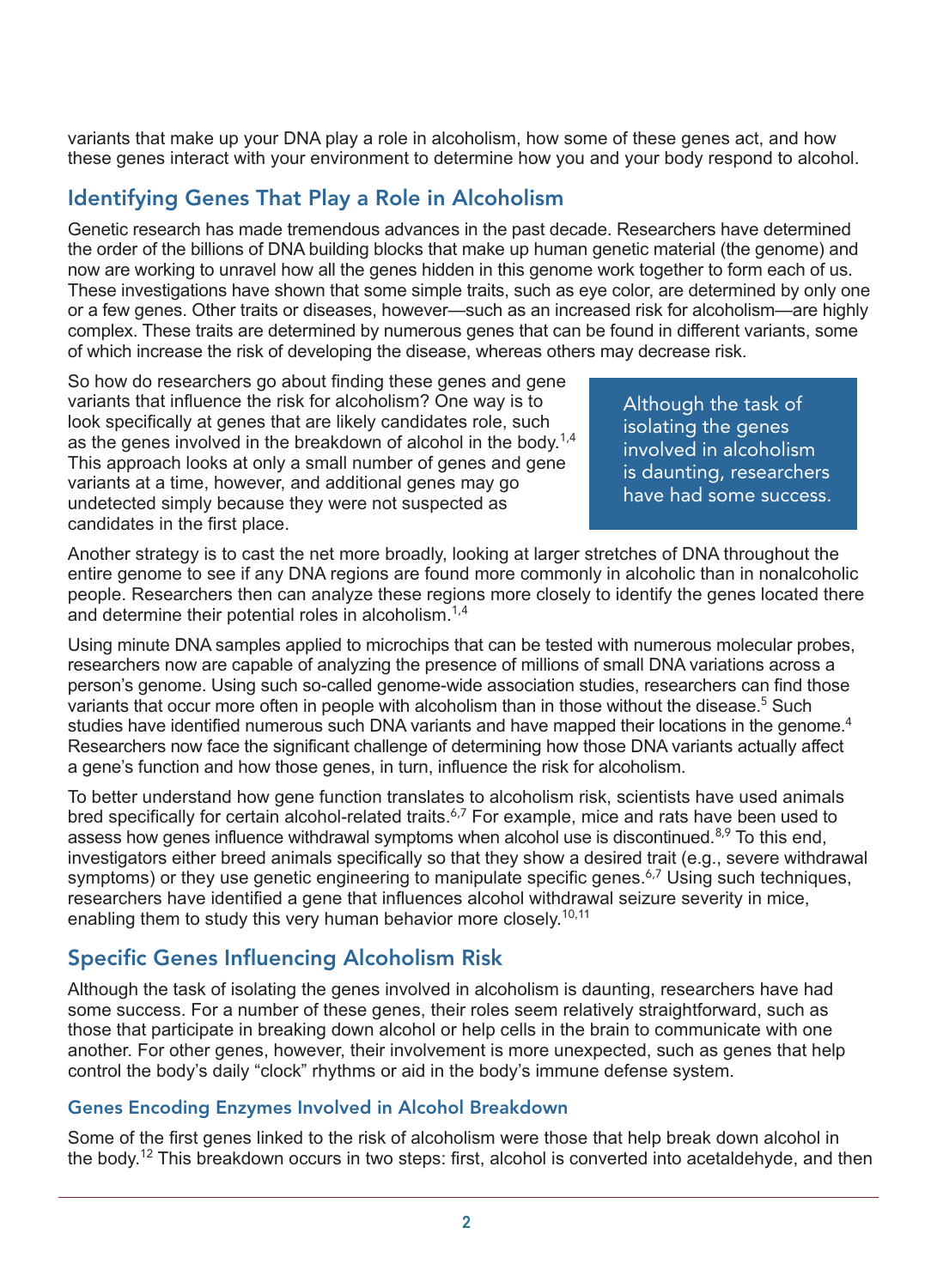variants that make up your DNA play a role in alcoholism, how some of these genes act, and how these genes interact with your environment to determine how you and your body respond to alcohol.

## Identifying Genes That Play a Role in Alcoholism

Genetic research has made tremendous advances in the past decade. Researchers have determined the order of the billions of DNA building blocks that make up human genetic material (the genome) and now are working to unravel how all the genes hidden in this genome work together to form each of us. These investigations have shown that some simple traits, such as eye color, are determined by only one or a few genes. Other traits or diseases, however—such as an increased risk for alcoholism—are highly complex. These traits are determined by numerous genes that can be found in different variants, some of which increase the risk of developing the disease, whereas others may decrease risk.

So how do researchers go about finding these genes and gene variants that influence the risk for alcoholism? One way is to look specifically at genes that are likely candidates role, such as the genes involved in the breakdown of alcohol in the body.[1,4] This approach looks at only a small number of genes and gene variants at a time, however, and additional genes may go undetected simply because they were not suspected as candidates in the first place.

> Although the task of isolating the genes involved in alcoholism is daunting, researchers have had some success.

Another strategy is to cast the net more broadly, looking at larger stretches of DNA throughout the entire genome to see if any DNA regions are found more commonly in alcoholic than in nonalcoholic people. Researchers then can analyze these regions more closely to identify the genes located there and determine their potential roles in alcoholism.[1,4]

Using minute DNA samples applied to microchips that can be tested with numerous molecular probes, researchers now are capable of analyzing the presence of millions of small DNA variations across a person's genome. Using such so-called genome-wide association studies, researchers can find those variants that occur more often in people with alcoholism than in those without the disease.[5] Such studies have identified numerous such DNA variants and have mapped their locations in the genome.[4] Researchers now face the significant challenge of determining how those DNA variants actually affect a gene's function and how those genes, in turn, influence the risk for alcoholism.

To better understand how gene function translates to alcoholism risk, scientists have used animals bred specifically for certain alcohol-related traits.[6,7] For example, mice and rats have been used to assess how genes influence withdrawal symptoms when alcohol use is discontinued.[8,9] To this end, investigators either breed animals specifically so that they show a desired trait (e.g., severe withdrawal symptoms) or they use genetic engineering to manipulate specific genes.[6,7] Using such techniques, researchers have identified a gene that influences alcohol withdrawal seizure severity in mice, enabling them to study this very human behavior more closely.[10,11]

## Specific Genes Influencing Alcoholism Risk

Although the task of isolating the genes involved in alcoholism is daunting, researchers have had some success. For a number of these genes, their roles seem relatively straightforward, such as those that participate in breaking down alcohol or help cells in the brain to communicate with one another. For other genes, however, their involvement is more unexpected, such as genes that help control the body's daily "clock" rhythms or aid in the body's immune defense system.

### Genes Encoding Enzymes Involved in Alcohol Breakdown

Some of the first genes linked to the risk of alcoholism were those that help break down alcohol in the body.[12] This breakdown occurs in two steps: first, alcohol is converted into acetaldehyde, and then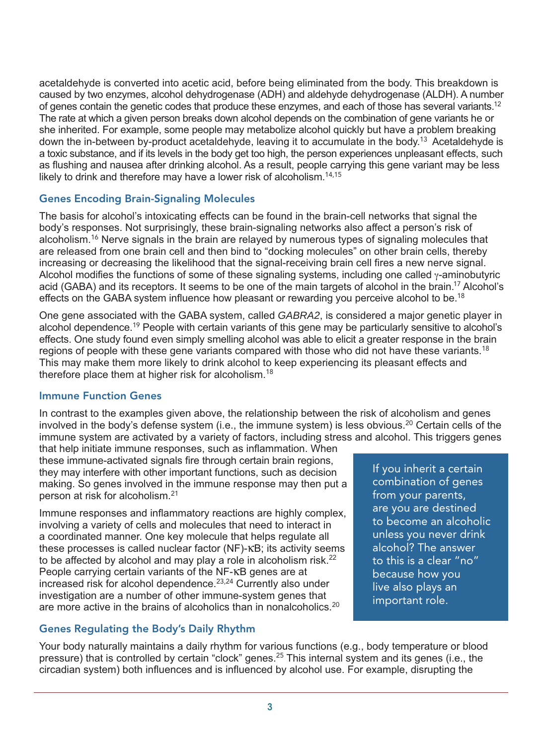acetaldehyde is converted into acetic acid, before being eliminated from the body. This breakdown is caused by two enzymes, alcohol dehydrogenase (ADH) and aldehyde dehydrogenase (ALDH). A number of genes contain the genetic codes that produce these enzymes, and each of those has several variants.[12] The rate at which a given person breaks down alcohol depends on the combination of gene variants he or she inherited. For example, some people may metabolize alcohol quickly but have a problem breaking down the in-between by-product acetaldehyde, leaving it to accumulate in the body.[13] Acetaldehyde is a toxic substance, and if its levels in the body get too high, the person experiences unpleasant effects, such as flushing and nausea after drinking alcohol. As a result, people carrying this gene variant may be less likely to drink and therefore may have a lower risk of alcoholism.[14,15]

### Genes Encoding Brain-Signaling Molecules

The basis for alcohol's intoxicating effects can be found in the brain-cell networks that signal the body's responses. Not surprisingly, these brain-signaling networks also affect a person's risk of alcoholism.[16] Nerve signals in the brain are relayed by numerous types of signaling molecules that are released from one brain cell and then bind to "docking molecules" on other brain cells, thereby increasing or decreasing the likelihood that the signal-receiving brain cell fires a new nerve signal. Alcohol modifies the functions of some of these signaling systems, including one called γ-aminobutyric acid (GABA) and its receptors. It seems to be one of the main targets of alcohol in the brain.[17] Alcohol's effects on the GABA system influence how pleasant or rewarding you perceive alcohol to be.[18]

One gene associated with the GABA system, called *GABRA2*, is considered a major genetic player in alcohol dependence.[19] People with certain variants of this gene may be particularly sensitive to alcohol's effects. One study found even simply smelling alcohol was able to elicit a greater response in the brain regions of people with these gene variants compared with those who did not have these variants.[18] This may make them more likely to drink alcohol to keep experiencing its pleasant effects and therefore place them at higher risk for alcoholism.[18]

### Immune Function Genes

In contrast to the examples given above, the relationship between the risk of alcoholism and genes involved in the body's defense system (i.e., the immune system) is less obvious.[20] Certain cells of the immune system are activated by a variety of factors, including stress and alcohol. This triggers genes that help initiate immune responses, such as inflammation. When these immune-activated signals fire through certain brain regions, they may interfere with other important functions, such as decision making. So genes involved in the immune response may then put a person at risk for alcoholism.[21]

Immune responses and inflammatory reactions are highly complex, involving a variety of cells and molecules that need to interact in a coordinated manner. One key molecule that helps regulate all these processes is called nuclear factor (NF)-κB; its activity seems to be affected by alcohol and may play a role in alcoholism risk.[22] People carrying certain variants of the NF-κB genes are at increased risk for alcohol dependence.[23,24] Currently also under investigation are a number of other immune-system genes that are more active in the brains of alcoholics than in nonalcoholics.[20]

> If you inherit a certain combination of genes from your parents, are you are destined to become an alcoholic unless you never drink alcohol? The answer to this is a clear "no" because how you live also plays an important role.

### Genes Regulating the Body's Daily Rhythm

Your body naturally maintains a daily rhythm for various functions (e.g., body temperature or blood pressure) that is controlled by certain "clock" genes.[25] This internal system and its genes (i.e., the circadian system) both influences and is influenced by alcohol use. For example, disrupting the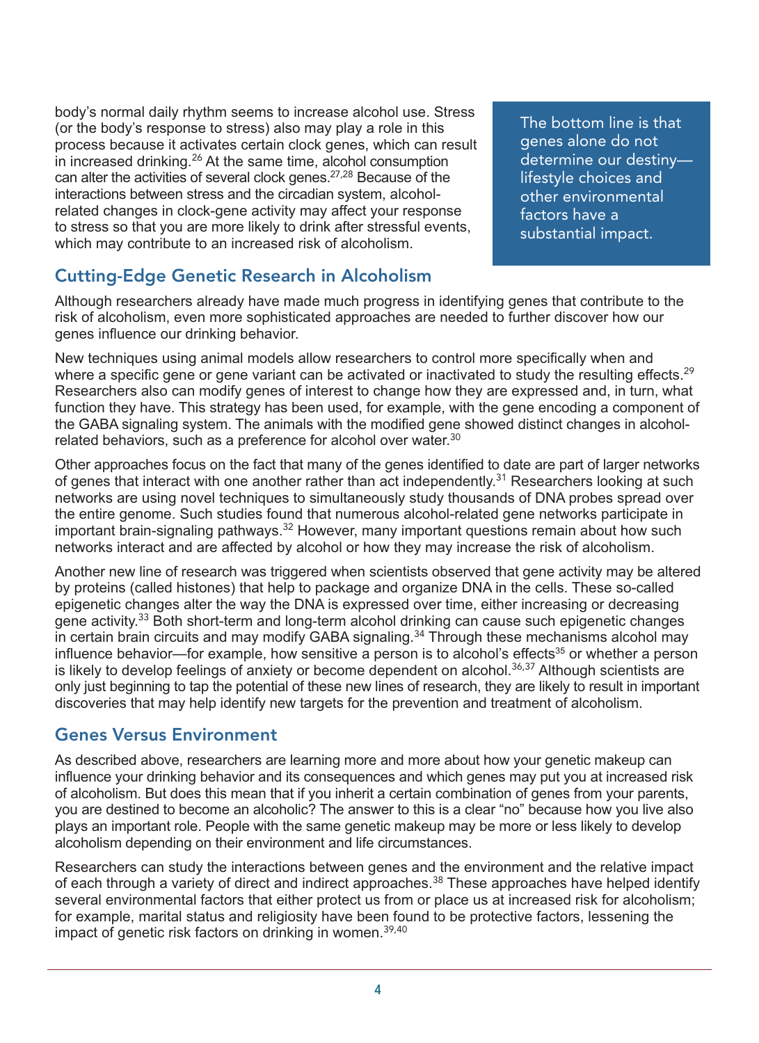body's normal daily rhythm seems to increase alcohol use. Stress (or the body's response to stress) also may play a role in this process because it activates certain clock genes, which can result in increased drinking.[26] At the same time, alcohol consumption can alter the activities of several clock genes.[27,28] Because of the interactions between stress and the circadian system, alcohol-related changes in clock-gene activity may affect your response to stress so that you are more likely to drink after stressful events, which may contribute to an increased risk of alcoholism.

> The bottom line is that genes alone do not determine our destiny—lifestyle choices and other environmental factors have a substantial impact.

## Cutting-Edge Genetic Research in Alcoholism

Although researchers already have made much progress in identifying genes that contribute to the risk of alcoholism, even more sophisticated approaches are needed to further discover how our genes influence our drinking behavior.

New techniques using animal models allow researchers to control more specifically when and where a specific gene or gene variant can be activated or inactivated to study the resulting effects.[29] Researchers also can modify genes of interest to change how they are expressed and, in turn, what function they have. This strategy has been used, for example, with the gene encoding a component of the GABA signaling system. The animals with the modified gene showed distinct changes in alcohol-related behaviors, such as a preference for alcohol over water.[30]

Other approaches focus on the fact that many of the genes identified to date are part of larger networks of genes that interact with one another rather than act independently.[31] Researchers looking at such networks are using novel techniques to simultaneously study thousands of DNA probes spread over the entire genome. Such studies found that numerous alcohol-related gene networks participate in important brain-signaling pathways.[32] However, many important questions remain about how such networks interact and are affected by alcohol or how they may increase the risk of alcoholism.

Another new line of research was triggered when scientists observed that gene activity may be altered by proteins (called histones) that help to package and organize DNA in the cells. These so-called epigenetic changes alter the way the DNA is expressed over time, either increasing or decreasing gene activity.[33] Both short-term and long-term alcohol drinking can cause such epigenetic changes in certain brain circuits and may modify GABA signaling.[34] Through these mechanisms alcohol may influence behavior—for example, how sensitive a person is to alcohol's effects[35] or whether a person is likely to develop feelings of anxiety or become dependent on alcohol.[36,37] Although scientists are only just beginning to tap the potential of these new lines of research, they are likely to result in important discoveries that may help identify new targets for the prevention and treatment of alcoholism.

## Genes Versus Environment

As described above, researchers are learning more and more about how your genetic makeup can influence your drinking behavior and its consequences and which genes may put you at increased risk of alcoholism. But does this mean that if you inherit a certain combination of genes from your parents, you are destined to become an alcoholic? The answer to this is a clear "no" because how you live also plays an important role. People with the same genetic makeup may be more or less likely to develop alcoholism depending on their environment and life circumstances.

Researchers can study the interactions between genes and the environment and the relative impact of each through a variety of direct and indirect approaches.[38] These approaches have helped identify several environmental factors that either protect us from or place us at increased risk for alcoholism; for example, marital status and religiosity have been found to be protective factors, lessening the impact of genetic risk factors on drinking in women.[39,40]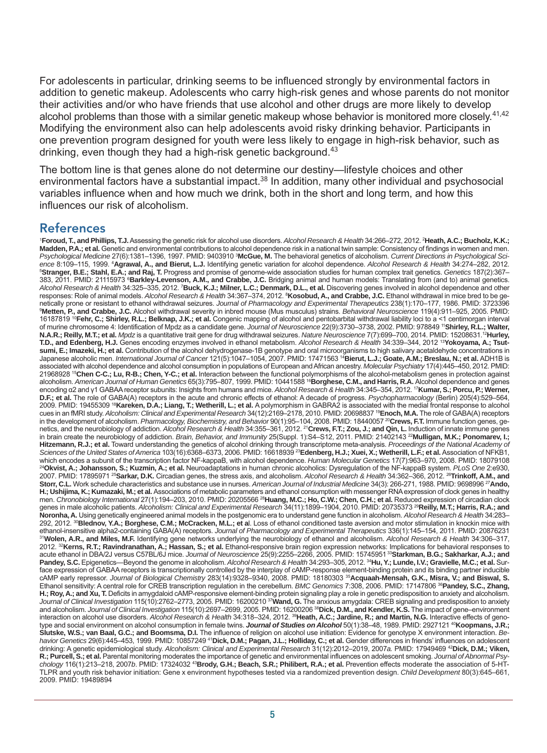For adolescents in particular, drinking seems to be influenced strongly by environmental factors in addition to genetic makeup. Adolescents who carry high-risk genes and whose parents do not monitor their activities and/or who have friends that use alcohol and other drugs are more likely to develop alcohol problems than those with a similar genetic makeup whose behavior is monitored more closely.[41,42] Modifying the environment also can help adolescents avoid risky drinking behavior. Participants in one prevention program designed for youth were less likely to engage in high-risk behavior, such as drinking, even though they had a high-risk genetic background.[43]

The bottom line is that genes alone do not determine our destiny—lifestyle choices and other environmental factors have a substantial impact.[38] In addition, many other individual and psychosocial variables influence when and how much we drink, both in the short and long term, and how this influences our risk of alcoholism.

## References

[1]**Foroud, T., and Phillips, T.J.** Assessing the genetic risk for alcohol use disorders. *Alcohol Research & Health* 34:266–272, 2012. [2]**Heath, A.C.; Bucholz, K.K.; Madden, P.A.; et al.** Genetic and environmental contributions to alcohol dependence risk in a national twin sample: Consistency of findings in women and men. *Psychological Medicine* 27(6):1381–1396, 1997. PMID: 9403910 [3]**McGue, M.** The behavioral genetics of alcoholism. *Current Directions in Psychological Science* 8:109–115, 1999. [4]**Agrawal, A., and Bierut, L.J.** Identifying genetic variation for alcohol dependence. *Alcohol Research & Health* 34:274–282, 2012. [5]**Stranger, B.E.; Stahl, E.A.; and Raj, T.** Progress and promise of genome-wide association studies for human complex trait genetics. *Genetics* 187(2):367–383, 2011. PMID: 21115973 [6]**Barkley-Levenson, A.M., and Crabbe, J.C.** Bridging animal and human models: Translating from (and to) animal genetics. *Alcohol Research & Health* 34:325–335, 2012. [7]**Buck, K.J.; Milner, L.C.; Denmark, D.L., et al.** Discovering genes involved in alcohol dependence and other responses: Role of animal models. *Alcohol Research & Health* 34:367–374, 2012. [8]**Kosobud, A., and Crabbe, J.C.** Ethanol withdrawal in mice bred to be genetically prone or resistant to ethanol withdrawal seizures. *Journal of Pharmacology and Experimental Therapeutics* 238(1):170–177, 1986. PMID: 3723396 [9]**Metten, P., and Crabbe, J.C.** Alcohol withdrawal severity in inbred mouse (Mus musculus) strains. *Behavioral Neuroscience* 119(4):911–925, 2005. PMID: 16187819 [10]**Fehr, C.; Shirley, R.L.; Belknap, J.K.; et al.** Congenic mapping of alcohol and pentobarbital withdrawal liability loci to a <1 centimorgan interval of murine chromosome 4: Identification of Mpdz as a candidate gene. *Journal of Neuroscience* 22(9):3730–3738, 2002. PMID: 978849 [11]**Shirley, R.L.; Walter, N.A.R.; Reilly, M.T.; et al.** *Mpdz* is a quantitative trait gene for drug withdrawal seizures. *Nature Neuroscience* 7(7):699–700, 2014. PMID: 15208631. [12]**Hurley, T.D., and Edenberg, H.J.** Genes encoding enzymes involved in ethanol metabolism. *Alcohol Research & Health* 34:339–344, 2012 [13]**Yokoyama, A.; Tsutsumi, E.; Imazeki, H.; et al.** Contribution of the alcohol dehydrogenase-1B genotype and oral microorganisms to high salivary acetaldehyde concentrations in Japanese alcoholic men. *International Journal of Cancer* 121(5):1047–1054, 2007. PMID: 17471563 [14]**Bierut, L.J.; Goate, A.M.; Breslau, N.; et al.** ADH1B is associated with alcohol dependence and alcohol consumption in populations of European and African ancestry. *Molecular Psychiatry* 17(4):445–450, 2012. PMID: 21968928 [15]**Chen C-C.; Lu, R-B.; Chen, Y-C.; et al.** Interaction between the functional polymorphisms of the alcohol-metabolism genes in protection against alcoholism. *American Journal of Human Genetics* 65(3):795–807, 1999. PMID: 10441588 [16]**Borghese, C.M., and Harris, R.A.** Alcohol dependence and genes encoding α2 and γ1 GABAA receptor subunits: Insights from humans and mice. *Alcohol Research & Health* 34:345–354, 2012. [17]**Kumar, S.; Porcu, P.; Werner, D.F.; et al.** The role of GABA(A) receptors in the acute and chronic effects of ethanol: A decade of progress. *Psychopharmacology* (Berlin) 205(4):529–564, 2009. PMID: 19455309 [18]**Kareken, D.A.; Liang, T.; Wetherill, L.; et al.** A polymorphism in GABRA2 is associated with the medial frontal response to alcohol cues in an fMRI study. *Alcoholism: Clinical and Experimental Research* 34(12):2169–2178, 2010. PMID: 20698837 [19]**Enoch, M.A.** The role of GABA(A) receptors in the development of alcoholism. *Pharmacology, Biochemistry, and Behavior* 90(1):95–104, 2008. PMID: 18440057 [20]**Crews, F.T.** Immune function genes, genetics, and the neurobiology of addiction. *Alcohol Research & Health* 34:355–361, 2012. [21]**Crews, F.T.; Zou, J.; and Qin, L.** Induction of innate immune genes in brain create the neurobiology of addiction. *Brain, Behavior, and Immunity* 25(Suppl. 1):S4–S12, 2011. PMID: 21402143 [22]**Mulligan, M.K.; Ponomarev, I.; Hitzemann, R.J.; et al.** Toward understanding the genetics of alcohol drinking through transcriptome meta-analysis. *Proceedings of the National Academy of Sciences of the United States of America* 103(16):6368–6373, 2006. PMID: 16618939 [23]**Edenberg, H.J.; Xuei, X.; Wetherill, L.F.; et al.** Association of NFKB1, which encodes a subunit of the transcription factor NF-kappaB, with alcohol dependence. *Human Molecular Genetics* 17(7):963–970, 2008. PMID: 18079108 [24]**Okvist, A.; Johansson, S.; Kuzmin, A.; et al.** Neuroadaptations in human chronic alcoholics: Dysregulation of the NF-kappaB system. *PLoS One* 2:e930, 2007. PMID: 17895971 [25]**Sarkar, D.K.** Circadian genes, the stress axis, and alcoholism. *Alcohol Research & Health* 34:362–366, 2012. [26]**Trinkoff, A.M., and Storr, C.L.** Work schedule characteristics and substance use in nurses. *American Journal of Industrial Medicine* 34(3): 266-271, 1988. PMID: 9698996 [27]**Ando, H.; Ushijima, K.; Kumazaki, M.; et al.** Associations of metabolic parameters and ethanol consumption with messenger RNA expression of clock genes in healthy men. *Chronobiology International* 27(1):194–203, 2010. PMID: 20205566 [28]**Huang, M.C.; Ho, C.W.; Chen, C.H.; et al.** Reduced expression of circadian clock genes in male alcoholic patients. *Alcoholism: Clinical and Experimental Research* 34(11):1899–1904, 2010. PMID: 20735373 [29]**Reilly, M.T.; Harris, R.A.; and Noronha, A.** Using genetically engineered animal models in the postgenomic era to understand gene function in alcoholism. *Alcohol Research & Health* 34:283–292, 2012. [30]**Blednov, Y.A.; Borghese, C.M.; McCracken, M.L.; et al.** Loss of ethanol conditioned taste aversion and motor stimulation in knockin mice with ethanol-insensitive alpha2-containing GABA(A) receptors. *Journal of Pharmacology and Experimental Therapeutics* 336(1):145–154, 2011. PMID: 20876231 [31]**Wolen, A.R., and Miles, M.F.** Identifying gene networks underlying the neurobiology of ethanol and alcoholism. *Alcohol Research & Health* 34:306–317, 2012. [32]**Kerns, R.T.; Ravindranathan, A.; Hassan, S.; et al.** Ethanol-responsive brain region expression networks: Implications for behavioral responses to acute ethanol in DBA/2J versus C57BL/6J mice. *Journal of Neuroscience* 25(9):2255–2266, 2005. PMID: 15745951 [33]**Starkman, B.G.; Sakharkar, A.J.; and Pandey, S.C.** Epigenetics—Beyond the genome in alcoholism. *Alcohol Research & Health* 34:293–305, 2012. [34]**Hu, Y.; Lunde, I.V.; Gravielle, M.C.; et al.** Surface expression of GABAA receptors is transcriptionally controlled by the interplay of cAMP-response element-binding protein and its binding partner inducible cAMP early repressor. *Journal of Biological Chemistry* 283(14):9328–9340, 2008. PMID: 18180303 [35]**Acquaah-Mensah, G.K., Misra, V.; and Biswal, S.** Ethanol sensitivity: A central role for CREB transcription regulation in the cerebellum. *BMC Genomics* 7:308, 2006. PMID: 17147806 [36]**Pandey, S.C., Zhang, H.; Roy, A.; and Xu, T.** Deficits in amygdaloid cAMP-responsive element-binding protein signaling play a role in genetic predisposition to anxiety and alcoholism. *Journal of Clinical Investigation* 115(10):2762–2773, 2005. PMID: 16200210 [37]**Wand, G.** The anxious amygdala: CREB signaling and predisposition to anxiety and alcoholism. *Journal of Clinical Investigation* 115(10):2697–2699, 2005. PMID: 16200206 [38]**Dick, D.M., and Kendler, K.S.** The impact of gene–environment interaction on alcohol use disorders. *Alcohol Research & Health* 34:318–324, 2012. [39]**Heath, A.C.; Jardine, R.; and Martin, N.G.** Interactive effects of genotype and social environment on alcohol consumption in female twins. ***Journal of Studies on Alcohol*** 50(1):38–48, 1989. PMID: 2927121 [40]**Koopmans, J.R.; Slutske, W.S.; van Baal, G.C.; and Boomsma, D.I.** The influence of religion on alcohol use initiation: Evidence for genotype X environment interaction. *Behavior Genetics* 29(6):445–453, 1999. PMID: 10857249 [41]**Dick, D.M.; Pagan, J.L.; Holliday, C.; et al.** Gender differences in friends' influences on adolescent drinking: A genetic epidemiological study. *Alcoholism: Clinical and Experimental Research* 31(12):2012–2019, 2007*a.* PMID: 17949469 [42]**Dick, D.M.; Viken, R.; Purcell, S.; et al.** Parental monitoring moderates the importance of genetic and environmental influences on adolescent smoking. *Journal of Abnormal Psychology* 116(1):213–218, 2007*b*. PMID: 17324032 [43]**Brody, G.H.; Beach, S.R.; Philibert, R.A.; et al.** Prevention effects moderate the association of 5-HTTLPR and youth risk behavior initiation: Gene x environment hypotheses tested via a randomized prevention design. *Child Development* 80(3):645–661, 2009. PMID: 19489894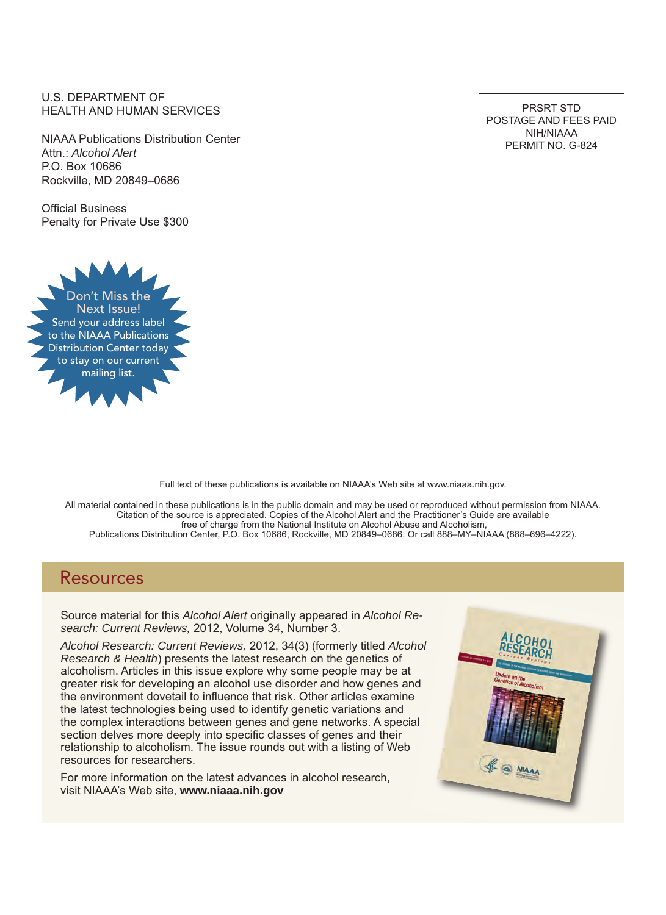U.S. DEPARTMENT OF
HEALTH AND HUMAN SERVICES

NIAAA Publications Distribution Center
Attn.: *Alcohol Alert*
P.O. Box 10686
Rockville, MD 20849–0686

Official Business
Penalty for Private Use $300

PRSRT STD
POSTAGE AND FEES PAID
NIH/NIAAA
PERMIT NO. G-824

Don't Miss the Next Issue!
Send your address label to the NIAAA Publications Distribution Center today to stay on our current mailing list.

Full text of these publications is available on NIAAA's Web site at www.niaaa.nih.gov.

All material contained in these publications is in the public domain and may be used or reproduced without permission from NIAAA. Citation of the source is appreciated. Copies of the Alcohol Alert and the Practitioner's Guide are available free of charge from the National Institute on Alcohol Abuse and Alcoholism, Publications Distribution Center, P.O. Box 10686, Rockville, MD 20849–0686. Or call 888–MY–NIAAA (888–696–4222).

## Resources

Source material for this *Alcohol Alert* originally appeared in *Alcohol Research: Current Reviews,* 2012, Volume 34, Number 3.

*Alcohol Research: Current Reviews,* 2012, 34(3) (formerly titled *Alcohol Research & Health*) presents the latest research on the genetics of alcoholism. Articles in this issue explore why some people may be at greater risk for developing an alcohol use disorder and how genes and the environment dovetail to influence that risk. Other articles examine the latest technologies being used to identify genetic variations and the complex interactions between genes and gene networks. A special section delves more deeply into specific classes of genes and their relationship to alcoholism. The issue rounds out with a listing of Web resources for researchers.

For more information on the latest advances in alcohol research, visit NIAAA's Web site, **www.niaaa.nih.gov**